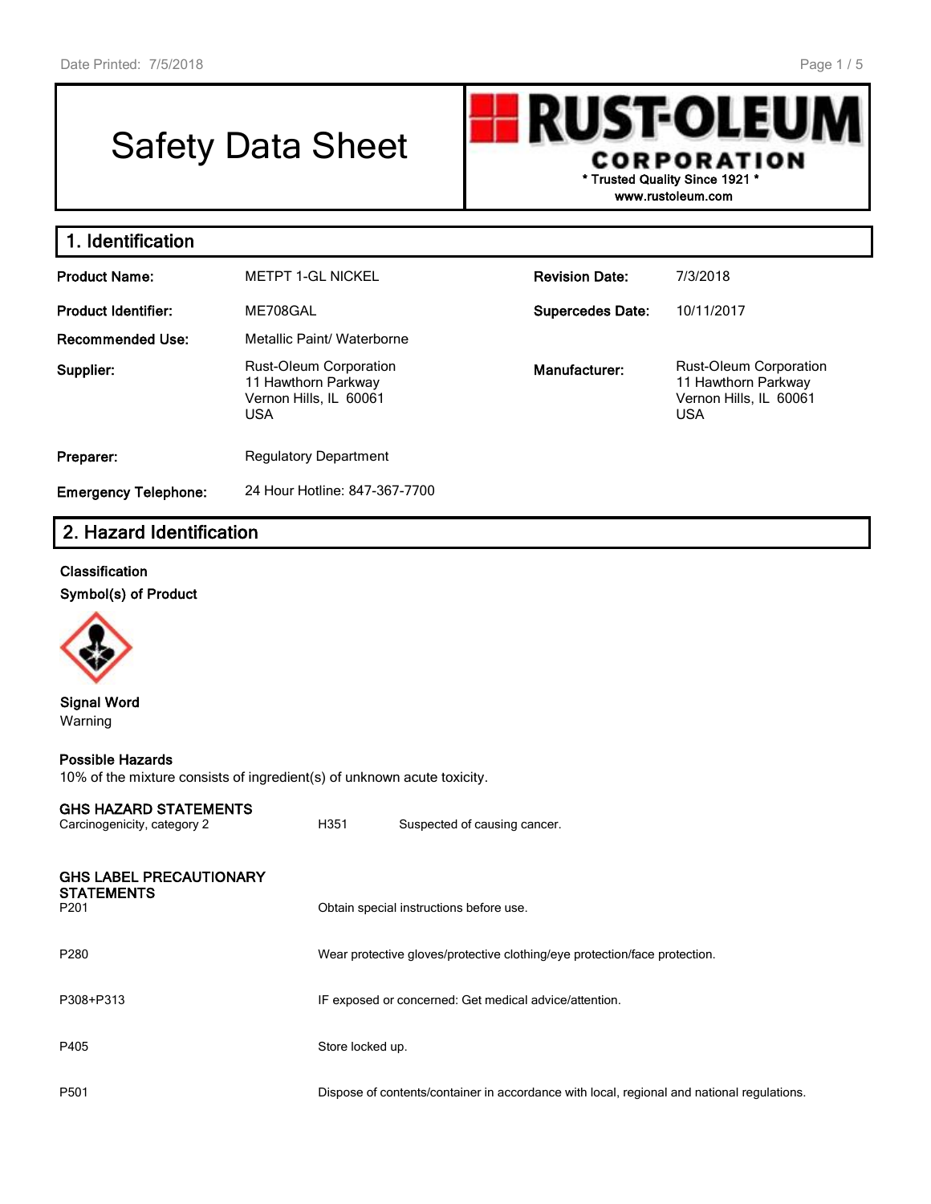# Safety Data Sheet

**RUST-OLEUM CORPORATION**
**\* Trusted Quality Since 1921 \***
**www.rustoleum.com**

## 1. Identification

| | | | |
|---|---|---|---|
| **Product Name:** | METPT 1-GL NICKEL | **Revision Date:** | 7/3/2018 |
| **Product Identifier:** | ME708GAL | **Supercedes Date:** | 10/11/2017 |
| **Recommended Use:** | Metallic Paint/ Waterborne | | |
| **Supplier:** | Rust-Oleum Corporation<br>11 Hawthorn Parkway<br>Vernon Hills, IL 60061<br>USA | **Manufacturer:** | Rust-Oleum Corporation<br>11 Hawthorn Parkway<br>Vernon Hills, IL 60061<br>USA |
| **Preparer:** | Regulatory Department | | |
| **Emergency Telephone:** | 24 Hour Hotline: 847-367-7700 | | |

## 2. Hazard Identification

**Classification**

**Symbol(s) of Product**

**Signal Word**

Warning

**Possible Hazards**

10% of the mixture consists of ingredient(s) of unknown acute toxicity.

**GHS HAZARD STATEMENTS**

| | | |
|---|---|---|
| Carcinogenicity, category 2 | H351 | Suspected of causing cancer. |

**GHS LABEL PRECAUTIONARY STATEMENTS**

| | |
|---|---|
| P201 | Obtain special instructions before use. |
| P280 | Wear protective gloves/protective clothing/eye protection/face protection. |
| P308+P313 | IF exposed or concerned: Get medical advice/attention. |
| P405 | Store locked up. |
| P501 | Dispose of contents/container in accordance with local, regional and national regulations. |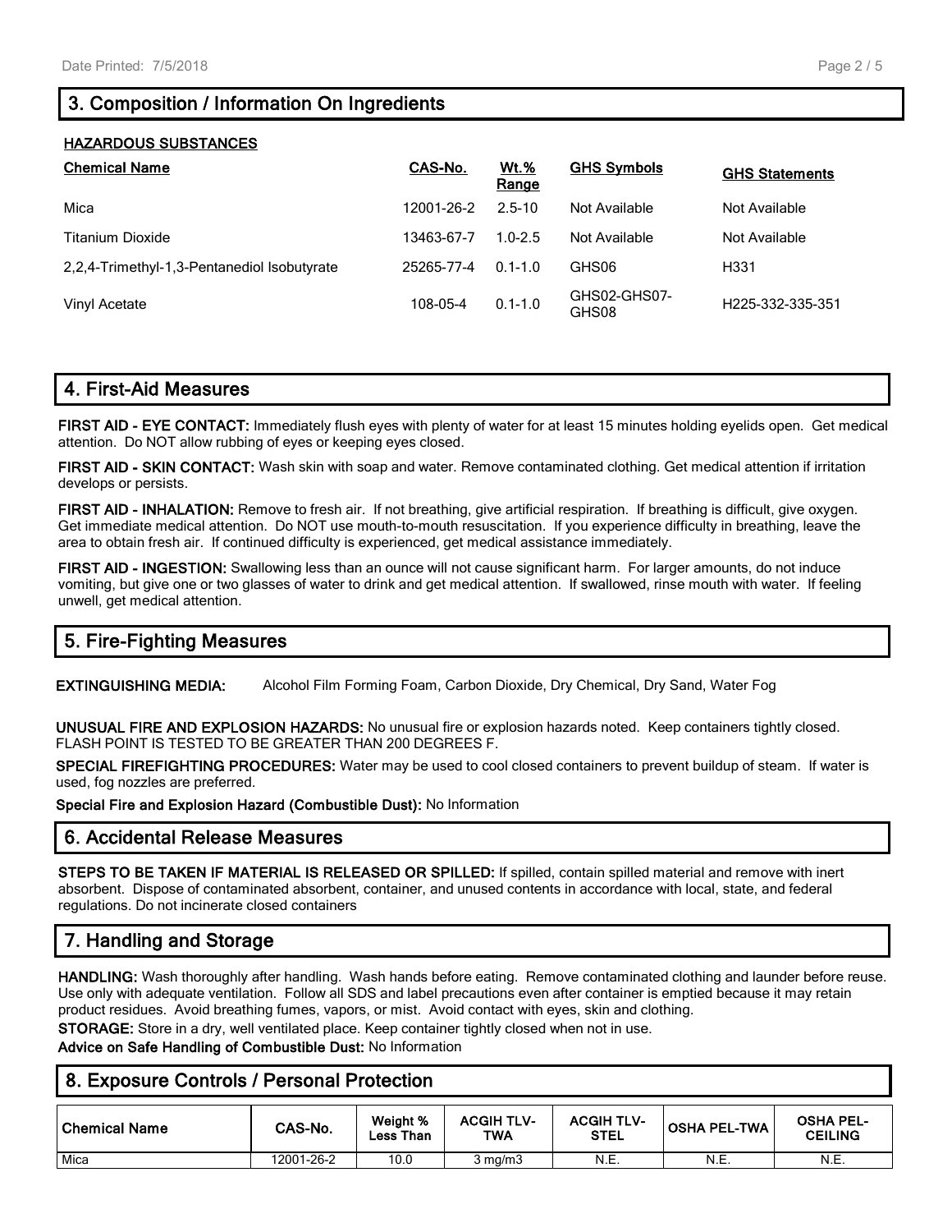## 3. Composition / Information On Ingredients

**HAZARDOUS SUBSTANCES**

| Chemical Name | CAS-No. | Wt.% Range | GHS Symbols | GHS Statements |
|---|---|---|---|---|
| Mica | 12001-26-2 | 2.5-10 | Not Available | Not Available |
| Titanium Dioxide | 13463-67-7 | 1.0-2.5 | Not Available | Not Available |
| 2,2,4-Trimethyl-1,3-Pentanediol Isobutyrate | 25265-77-4 | 0.1-1.0 | GHS06 | H331 |
| Vinyl Acetate | 108-05-4 | 0.1-1.0 | GHS02-GHS07-GHS08 | H225-332-335-351 |

## 4. First-Aid Measures

**FIRST AID - EYE CONTACT:** Immediately flush eyes with plenty of water for at least 15 minutes holding eyelids open. Get medical attention. Do NOT allow rubbing of eyes or keeping eyes closed.

**FIRST AID - SKIN CONTACT:** Wash skin with soap and water. Remove contaminated clothing. Get medical attention if irritation develops or persists.

**FIRST AID - INHALATION:** Remove to fresh air. If not breathing, give artificial respiration. If breathing is difficult, give oxygen. Get immediate medical attention. Do NOT use mouth-to-mouth resuscitation. If you experience difficulty in breathing, leave the area to obtain fresh air. If continued difficulty is experienced, get medical assistance immediately.

**FIRST AID - INGESTION:** Swallowing less than an ounce will not cause significant harm. For larger amounts, do not induce vomiting, but give one or two glasses of water to drink and get medical attention. If swallowed, rinse mouth with water. If feeling unwell, get medical attention.

## 5. Fire-Fighting Measures

**EXTINGUISHING MEDIA:** Alcohol Film Forming Foam, Carbon Dioxide, Dry Chemical, Dry Sand, Water Fog

**UNUSUAL FIRE AND EXPLOSION HAZARDS:** No unusual fire or explosion hazards noted. Keep containers tightly closed. FLASH POINT IS TESTED TO BE GREATER THAN 200 DEGREES F.

**SPECIAL FIREFIGHTING PROCEDURES:** Water may be used to cool closed containers to prevent buildup of steam. If water is used, fog nozzles are preferred.

**Special Fire and Explosion Hazard (Combustible Dust):** No Information

## 6. Accidental Release Measures

**STEPS TO BE TAKEN IF MATERIAL IS RELEASED OR SPILLED:** If spilled, contain spilled material and remove with inert absorbent. Dispose of contaminated absorbent, container, and unused contents in accordance with local, state, and federal regulations. Do not incinerate closed containers

## 7. Handling and Storage

**HANDLING:** Wash thoroughly after handling. Wash hands before eating. Remove contaminated clothing and launder before reuse. Use only with adequate ventilation. Follow all SDS and label precautions even after container is emptied because it may retain product residues. Avoid breathing fumes, vapors, or mist. Avoid contact with eyes, skin and clothing.

**STORAGE:** Store in a dry, well ventilated place. Keep container tightly closed when not in use.

**Advice on Safe Handling of Combustible Dust:** No Information

## 8. Exposure Controls / Personal Protection

| Chemical Name | CAS-No. | Weight % Less Than | ACGIH TLV-TWA | ACGIH TLV-STEL | OSHA PEL-TWA | OSHA PEL-CEILING |
|---|---|---|---|---|---|---|
| Mica | 12001-26-2 | 10.0 | 3 mg/m3 | N.E. | N.E. | N.E. |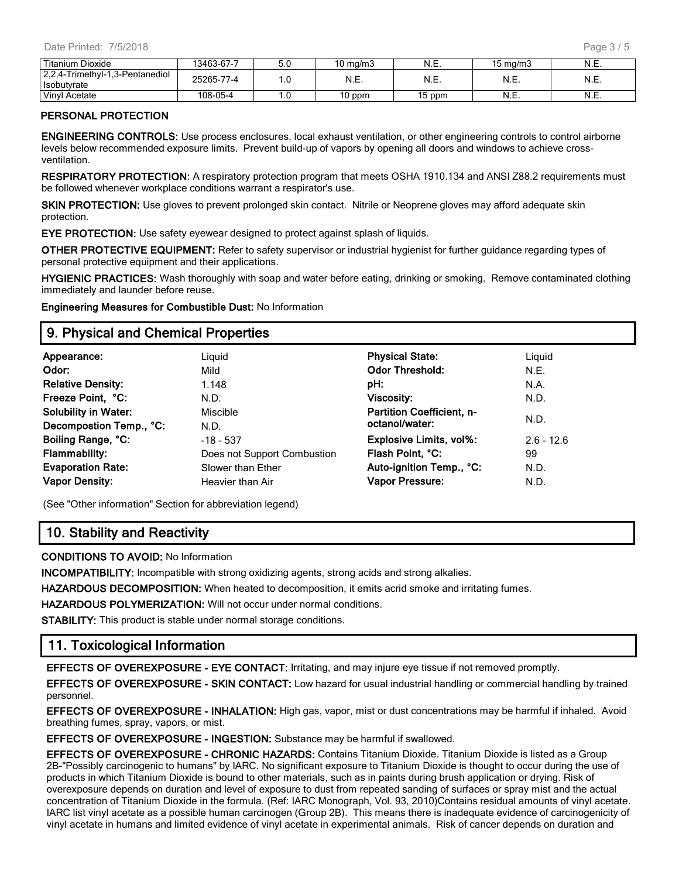| Titanium Dioxide | 13463-67-7 | 5.0 | 10 mg/m3 | N.E. | 15 mg/m3 | N.E. |
|---|---|---|---|---|---|---|
| 2,2,4-Trimethyl-1,3-Pentanediol Isobutyrate | 25265-77-4 | 1.0 | N.E. | N.E. | N.E. | N.E. |
| Vinyl Acetate | 108-05-4 | 1.0 | 10 ppm | 15 ppm | N.E. | N.E. |

**PERSONAL PROTECTION**

**ENGINEERING CONTROLS:** Use process enclosures, local exhaust ventilation, or other engineering controls to control airborne levels below recommended exposure limits. Prevent build-up of vapors by opening all doors and windows to achieve cross-ventilation.

**RESPIRATORY PROTECTION:** A respiratory protection program that meets OSHA 1910.134 and ANSI Z88.2 requirements must be followed whenever workplace conditions warrant a respirator's use.

**SKIN PROTECTION:** Use gloves to prevent prolonged skin contact. Nitrile or Neoprene gloves may afford adequate skin protection.

**EYE PROTECTION:** Use safety eyewear designed to protect against splash of liquids.

**OTHER PROTECTIVE EQUIPMENT:** Refer to safety supervisor or industrial hygienist for further guidance regarding types of personal protective equipment and their applications.

**HYGIENIC PRACTICES:** Wash thoroughly with soap and water before eating, drinking or smoking. Remove contaminated clothing immediately and launder before reuse.

**Engineering Measures for Combustible Dust:** No Information

## 9. Physical and Chemical Properties

| | | | |
|---|---|---|---|
| **Appearance:** | Liquid | **Physical State:** | Liquid |
| **Odor:** | Mild | **Odor Threshold:** | N.E. |
| **Relative Density:** | 1.148 | **pH:** | N.A. |
| **Freeze Point, °C:** | N.D. | **Viscosity:** | N.D. |
| **Solubility in Water:** | Miscible | **Partition Coefficient, n-octanol/water:** | N.D. |
| **Decompostion Temp., °C:** | N.D. | | |
| **Boiling Range, °C:** | -18 - 537 | **Explosive Limits, vol%:** | 2.6 - 12.6 |
| **Flammability:** | Does not Support Combustion | **Flash Point, °C:** | 99 |
| **Evaporation Rate:** | Slower than Ether | **Auto-ignition Temp., °C:** | N.D. |
| **Vapor Density:** | Heavier than Air | **Vapor Pressure:** | N.D. |

(See "Other information" Section for abbreviation legend)

## 10. Stability and Reactivity

**CONDITIONS TO AVOID:** No Information

**INCOMPATIBILITY:** Incompatible with strong oxidizing agents, strong acids and strong alkalies.

**HAZARDOUS DECOMPOSITION:** When heated to decomposition, it emits acrid smoke and irritating fumes.

**HAZARDOUS POLYMERIZATION:** Will not occur under normal conditions.

**STABILITY:** This product is stable under normal storage conditions.

## 11. Toxicological Information

**EFFECTS OF OVEREXPOSURE - EYE CONTACT:** Irritating, and may injure eye tissue if not removed promptly.

**EFFECTS OF OVEREXPOSURE - SKIN CONTACT:** Low hazard for usual industrial handling or commercial handling by trained personnel.

**EFFECTS OF OVEREXPOSURE - INHALATION:** High gas, vapor, mist or dust concentrations may be harmful if inhaled. Avoid breathing fumes, spray, vapors, or mist.

**EFFECTS OF OVEREXPOSURE - INGESTION:** Substance may be harmful if swallowed.

**EFFECTS OF OVEREXPOSURE - CHRONIC HAZARDS:** Contains Titanium Dioxide. Titanium Dioxide is listed as a Group 2B-"Possibly carcinogenic to humans" by IARC. No significant exposure to Titanium Dioxide is thought to occur during the use of products in which Titanium Dioxide is bound to other materials, such as in paints during brush application or drying. Risk of overexposure depends on duration and level of exposure to dust from repeated sanding of surfaces or spray mist and the actual concentration of Titanium Dioxide in the formula. (Ref: IARC Monograph, Vol. 93, 2010)Contains residual amounts of vinyl acetate. IARC list vinyl acetate as a possible human carcinogen (Group 2B). This means there is inadequate evidence of carcinogenicity of vinyl acetate in humans and limited evidence of vinyl acetate in experimental animals. Risk of cancer depends on duration and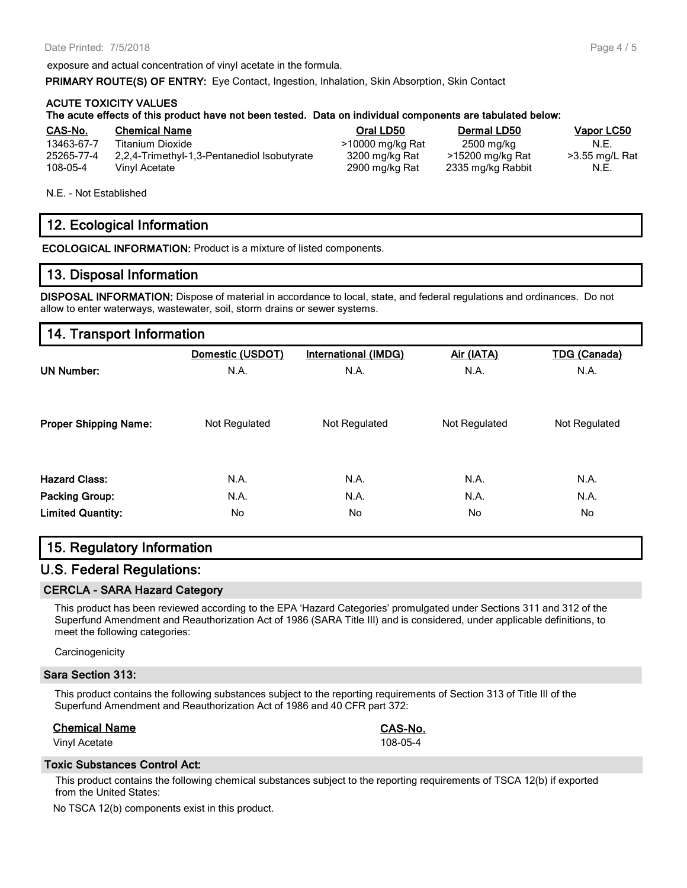exposure and actual concentration of vinyl acetate in the formula.

**PRIMARY ROUTE(S) OF ENTRY:** Eye Contact, Ingestion, Inhalation, Skin Absorption, Skin Contact

**ACUTE TOXICITY VALUES**

**The acute effects of this product have not been tested. Data on individual components are tabulated below:**

| CAS-No. | Chemical Name | Oral LD50 | Dermal LD50 | Vapor LC50 |
|---|---|---|---|---|
| 13463-67-7 | Titanium Dioxide | >10000 mg/kg Rat | 2500 mg/kg | N.E. |
| 25265-77-4 | 2,2,4-Trimethyl-1,3-Pentanediol Isobutyrate | 3200 mg/kg Rat | >15200 mg/kg Rat | >3.55 mg/L Rat |
| 108-05-4 | Vinyl Acetate | 2900 mg/kg Rat | 2335 mg/kg Rabbit | N.E. |

N.E. - Not Established

## 12. Ecological Information

**ECOLOGICAL INFORMATION:** Product is a mixture of listed components.

## 13. Disposal Information

**DISPOSAL INFORMATION:** Dispose of material in accordance to local, state, and federal regulations and ordinances. Do not allow to enter waterways, wastewater, soil, storm drains or sewer systems.

## 14. Transport Information

| | Domestic (USDOT) | International (IMDG) | Air (IATA) | TDG (Canada) |
|---|---|---|---|---|
| **UN Number:** | N.A. | N.A. | N.A. | N.A. |
| **Proper Shipping Name:** | Not Regulated | Not Regulated | Not Regulated | Not Regulated |
| **Hazard Class:** | N.A. | N.A. | N.A. | N.A. |
| **Packing Group:** | N.A. | N.A. | N.A. | N.A. |
| **Limited Quantity:** | No | No | No | No |

## 15. Regulatory Information

## U.S. Federal Regulations:

### CERCLA - SARA Hazard Category

This product has been reviewed according to the EPA 'Hazard Categories' promulgated under Sections 311 and 312 of the Superfund Amendment and Reauthorization Act of 1986 (SARA Title III) and is considered, under applicable definitions, to meet the following categories:

Carcinogenicity

### Sara Section 313:

This product contains the following substances subject to the reporting requirements of Section 313 of Title III of the Superfund Amendment and Reauthorization Act of 1986 and 40 CFR part 372:

| Chemical Name | CAS-No. |
|---|---|
| Vinyl Acetate | 108-05-4 |

### Toxic Substances Control Act:

This product contains the following chemical substances subject to the reporting requirements of TSCA 12(b) if exported from the United States:

No TSCA 12(b) components exist in this product.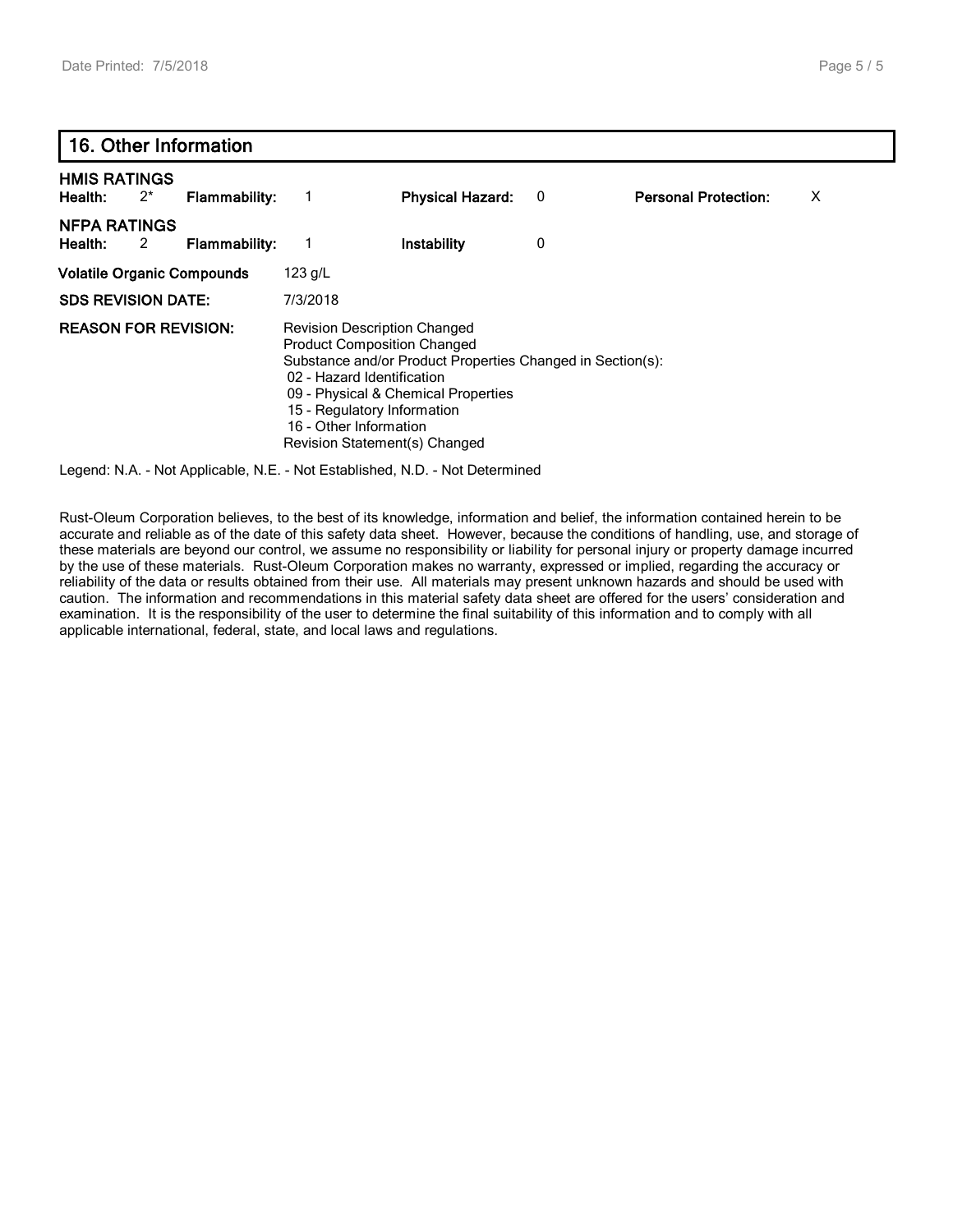## 16. Other Information

**HMIS RATINGS**

| | | | | | | | |
|---|---|---|---|---|---|---|---|
| **Health:** | 2* | **Flammability:** | 1 | **Physical Hazard:** | 0 | **Personal Protection:** | X |

**NFPA RATINGS**

| | | | | | |
|---|---|---|---|---|---|
| **Health:** | 2 | **Flammability:** | 1 | **Instability** | 0 |

**Volatile Organic Compounds** 123 g/L

**SDS REVISION DATE:** 7/3/2018

**REASON FOR REVISION:**

Revision Description Changed
Product Composition Changed
Substance and/or Product Properties Changed in Section(s):
02 - Hazard Identification
09 - Physical & Chemical Properties
15 - Regulatory Information
16 - Other Information
Revision Statement(s) Changed

Legend: N.A. - Not Applicable, N.E. - Not Established, N.D. - Not Determined

Rust-Oleum Corporation believes, to the best of its knowledge, information and belief, the information contained herein to be accurate and reliable as of the date of this safety data sheet. However, because the conditions of handling, use, and storage of these materials are beyond our control, we assume no responsibility or liability for personal injury or property damage incurred by the use of these materials. Rust-Oleum Corporation makes no warranty, expressed or implied, regarding the accuracy or reliability of the data or results obtained from their use. All materials may present unknown hazards and should be used with caution. The information and recommendations in this material safety data sheet are offered for the users' consideration and examination. It is the responsibility of the user to determine the final suitability of this information and to comply with all applicable international, federal, state, and local laws and regulations.